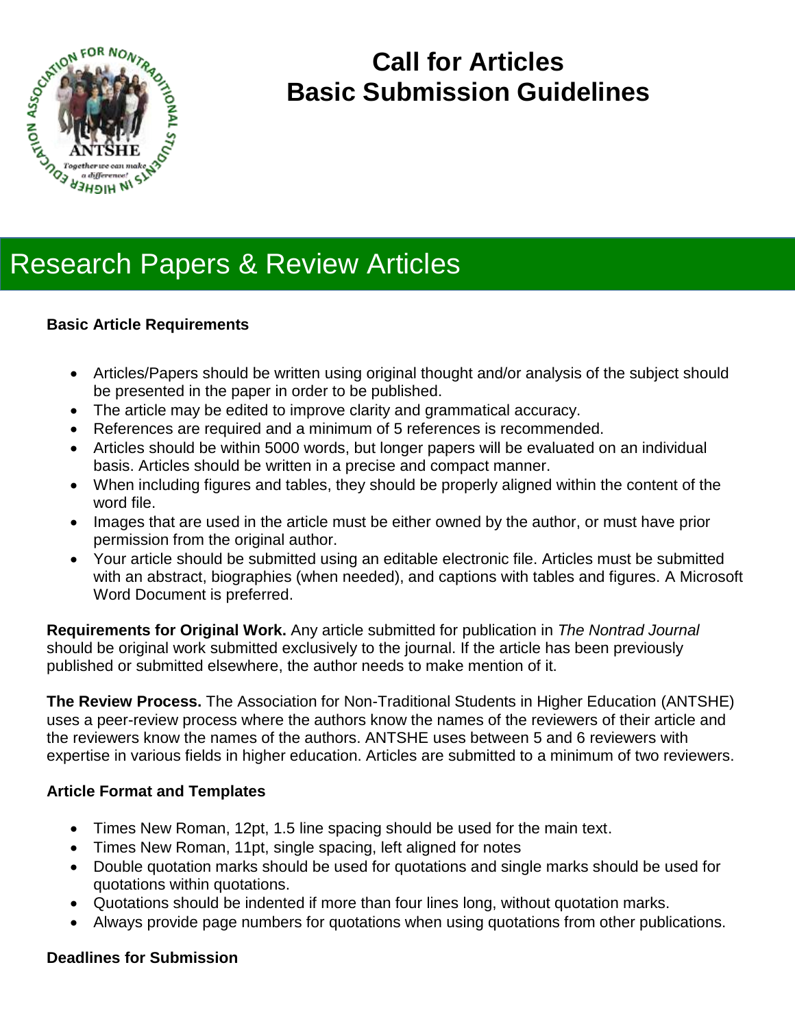# Call for Articles
# Basic Submission Guidelines

## Research Papers & Review Articles

**Basic Article Requirements**

- Articles/Papers should be written using original thought and/or analysis of the subject should be presented in the paper in order to be published.
- The article may be edited to improve clarity and grammatical accuracy.
- References are required and a minimum of 5 references is recommended.
- Articles should be within 5000 words, but longer papers will be evaluated on an individual basis. Articles should be written in a precise and compact manner.
- When including figures and tables, they should be properly aligned within the content of the word file.
- Images that are used in the article must be either owned by the author, or must have prior permission from the original author.
- Your article should be submitted using an editable electronic file. Articles must be submitted with an abstract, biographies (when needed), and captions with tables and figures. A Microsoft Word Document is preferred.

**Requirements for Original Work.** Any article submitted for publication in *The Nontrad Journal* should be original work submitted exclusively to the journal. If the article has been previously published or submitted elsewhere, the author needs to make mention of it.

**The Review Process.** The Association for Non-Traditional Students in Higher Education (ANTSHE) uses a peer-review process where the authors know the names of the reviewers of their article and the reviewers know the names of the authors. ANTSHE uses between 5 and 6 reviewers with expertise in various fields in higher education. Articles are submitted to a minimum of two reviewers.

**Article Format and Templates**

- Times New Roman, 12pt, 1.5 line spacing should be used for the main text.
- Times New Roman, 11pt, single spacing, left aligned for notes
- Double quotation marks should be used for quotations and single marks should be used for quotations within quotations.
- Quotations should be indented if more than four lines long, without quotation marks.
- Always provide page numbers for quotations when using quotations from other publications.

**Deadlines for Submission**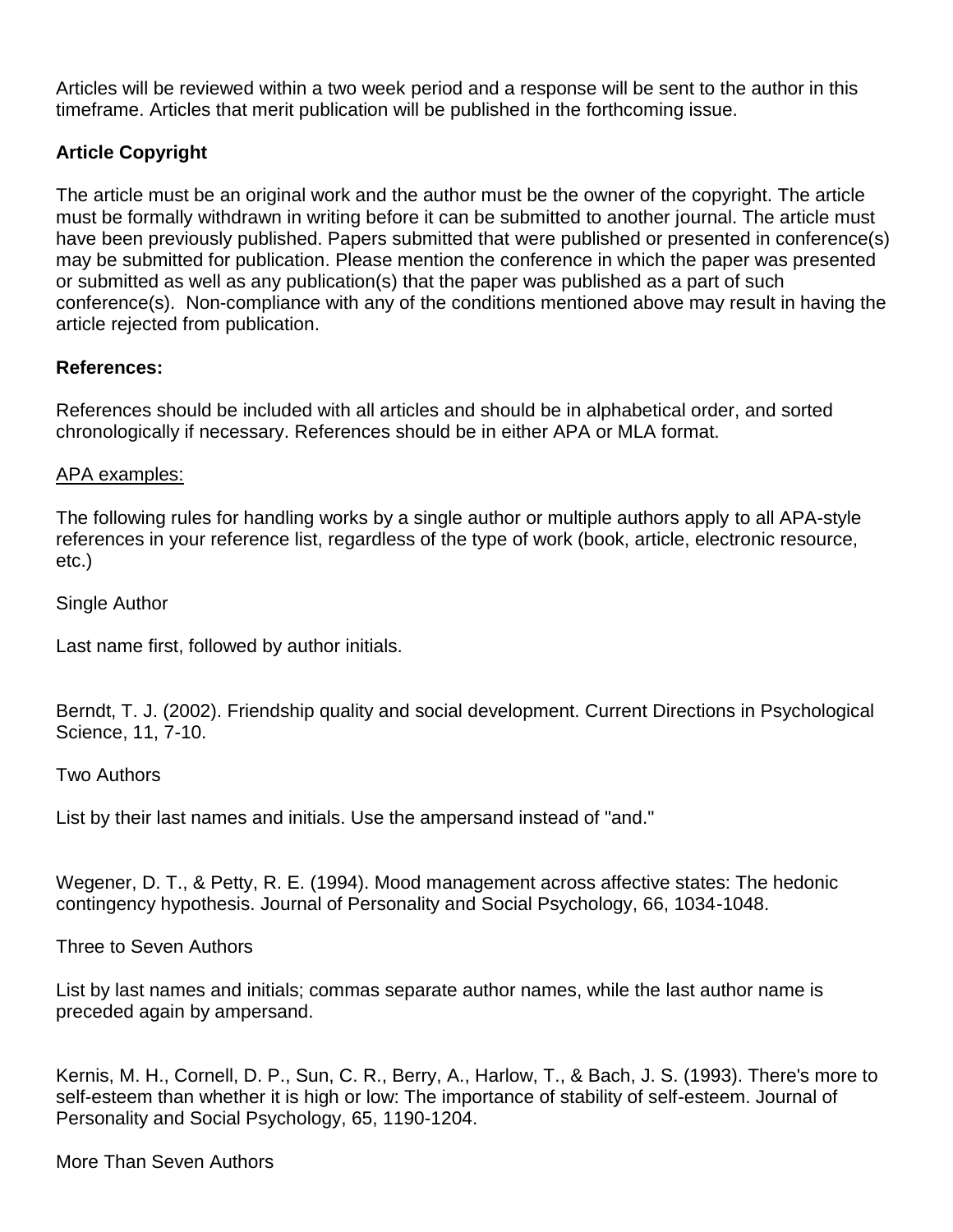Articles will be reviewed within a two week period and a response will be sent to the author in this timeframe. Articles that merit publication will be published in the forthcoming issue.

**Article Copyright**

The article must be an original work and the author must be the owner of the copyright. The article must be formally withdrawn in writing before it can be submitted to another journal. The article must have been previously published. Papers submitted that were published or presented in conference(s) may be submitted for publication. Please mention the conference in which the paper was presented or submitted as well as any publication(s) that the paper was published as a part of such conference(s). Non-compliance with any of the conditions mentioned above may result in having the article rejected from publication.

**References:**

References should be included with all articles and should be in alphabetical order, and sorted chronologically if necessary. References should be in either APA or MLA format.

APA examples:

The following rules for handling works by a single author or multiple authors apply to all APA-style references in your reference list, regardless of the type of work (book, article, electronic resource, etc.)

Single Author

Last name first, followed by author initials.

Berndt, T. J. (2002). Friendship quality and social development. Current Directions in Psychological Science, 11, 7-10.

Two Authors

List by their last names and initials. Use the ampersand instead of "and."

Wegener, D. T., & Petty, R. E. (1994). Mood management across affective states: The hedonic contingency hypothesis. Journal of Personality and Social Psychology, 66, 1034-1048.

Three to Seven Authors

List by last names and initials; commas separate author names, while the last author name is preceded again by ampersand.

Kernis, M. H., Cornell, D. P., Sun, C. R., Berry, A., Harlow, T., & Bach, J. S. (1993). There's more to self-esteem than whether it is high or low: The importance of stability of self-esteem. Journal of Personality and Social Psychology, 65, 1190-1204.

More Than Seven Authors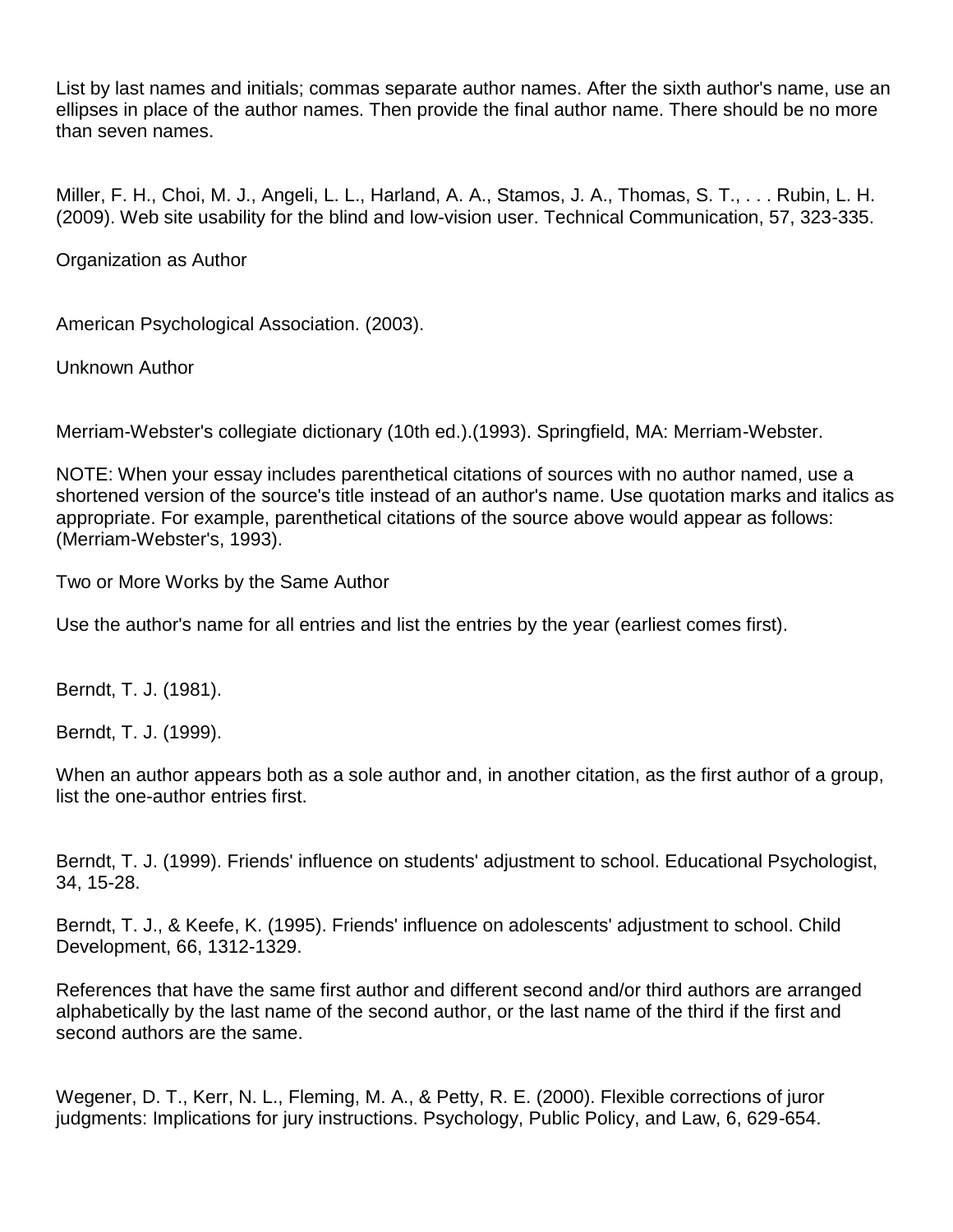List by last names and initials; commas separate author names. After the sixth author's name, use an ellipses in place of the author names. Then provide the final author name. There should be no more than seven names.

Miller, F. H., Choi, M. J., Angeli, L. L., Harland, A. A., Stamos, J. A., Thomas, S. T., . . . Rubin, L. H. (2009). Web site usability for the blind and low-vision user. Technical Communication, 57, 323-335.

Organization as Author

American Psychological Association. (2003).

Unknown Author

Merriam-Webster's collegiate dictionary (10th ed.).(1993). Springfield, MA: Merriam-Webster.

NOTE: When your essay includes parenthetical citations of sources with no author named, use a shortened version of the source's title instead of an author's name. Use quotation marks and italics as appropriate. For example, parenthetical citations of the source above would appear as follows: (Merriam-Webster's, 1993).

Two or More Works by the Same Author

Use the author's name for all entries and list the entries by the year (earliest comes first).

Berndt, T. J. (1981).

Berndt, T. J. (1999).

When an author appears both as a sole author and, in another citation, as the first author of a group, list the one-author entries first.

Berndt, T. J. (1999). Friends' influence on students' adjustment to school. Educational Psychologist, 34, 15-28.

Berndt, T. J., & Keefe, K. (1995). Friends' influence on adolescents' adjustment to school. Child Development, 66, 1312-1329.

References that have the same first author and different second and/or third authors are arranged alphabetically by the last name of the second author, or the last name of the third if the first and second authors are the same.

Wegener, D. T., Kerr, N. L., Fleming, M. A., & Petty, R. E. (2000). Flexible corrections of juror judgments: Implications for jury instructions. Psychology, Public Policy, and Law, 6, 629-654.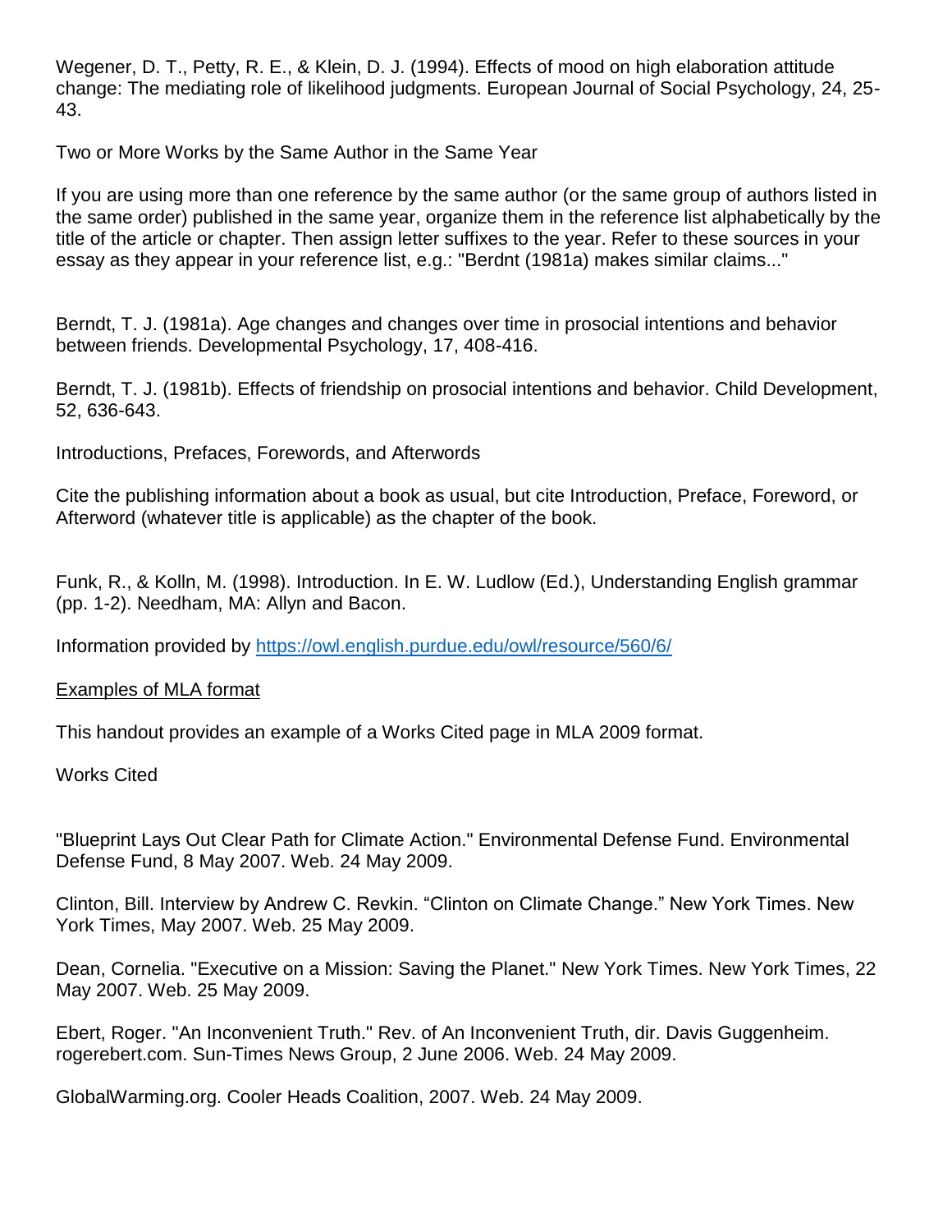Wegener, D. T., Petty, R. E., & Klein, D. J. (1994). Effects of mood on high elaboration attitude change: The mediating role of likelihood judgments. European Journal of Social Psychology, 24, 25-43.

Two or More Works by the Same Author in the Same Year

If you are using more than one reference by the same author (or the same group of authors listed in the same order) published in the same year, organize them in the reference list alphabetically by the title of the article or chapter. Then assign letter suffixes to the year. Refer to these sources in your essay as they appear in your reference list, e.g.: "Berdnt (1981a) makes similar claims..."

Berndt, T. J. (1981a). Age changes and changes over time in prosocial intentions and behavior between friends. Developmental Psychology, 17, 408-416.

Berndt, T. J. (1981b). Effects of friendship on prosocial intentions and behavior. Child Development, 52, 636-643.

Introductions, Prefaces, Forewords, and Afterwords

Cite the publishing information about a book as usual, but cite Introduction, Preface, Foreword, or Afterword (whatever title is applicable) as the chapter of the book.

Funk, R., & Kolln, M. (1998). Introduction. In E. W. Ludlow (Ed.), Understanding English grammar (pp. 1-2). Needham, MA: Allyn and Bacon.

Information provided by https://owl.english.purdue.edu/owl/resource/560/6/

Examples of MLA format

This handout provides an example of a Works Cited page in MLA 2009 format.

Works Cited

"Blueprint Lays Out Clear Path for Climate Action." Environmental Defense Fund. Environmental Defense Fund, 8 May 2007. Web. 24 May 2009.

Clinton, Bill. Interview by Andrew C. Revkin. “Clinton on Climate Change.” New York Times. New York Times, May 2007. Web. 25 May 2009.

Dean, Cornelia. "Executive on a Mission: Saving the Planet." New York Times. New York Times, 22 May 2007. Web. 25 May 2009.

Ebert, Roger. "An Inconvenient Truth." Rev. of An Inconvenient Truth, dir. Davis Guggenheim. rogerebert.com. Sun-Times News Group, 2 June 2006. Web. 24 May 2009.

GlobalWarming.org. Cooler Heads Coalition, 2007. Web. 24 May 2009.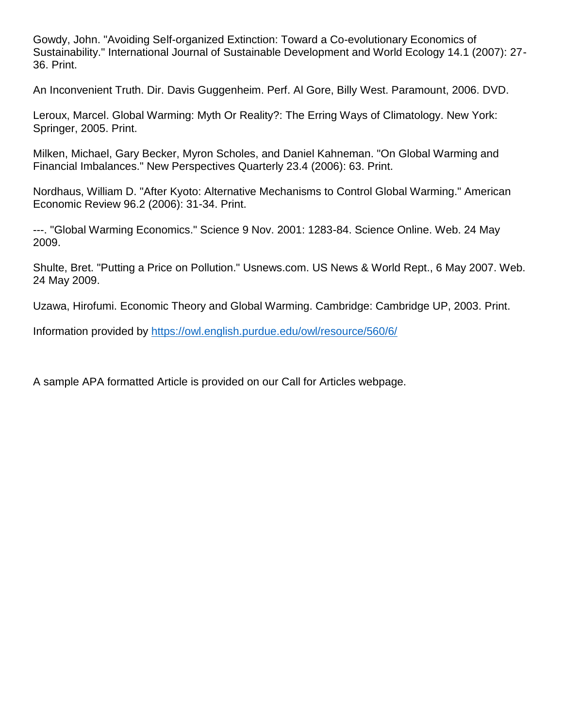Gowdy, John. "Avoiding Self-organized Extinction: Toward a Co-evolutionary Economics of Sustainability." International Journal of Sustainable Development and World Ecology 14.1 (2007): 27-36. Print.

An Inconvenient Truth. Dir. Davis Guggenheim. Perf. Al Gore, Billy West. Paramount, 2006. DVD.

Leroux, Marcel. Global Warming: Myth Or Reality?: The Erring Ways of Climatology. New York: Springer, 2005. Print.

Milken, Michael, Gary Becker, Myron Scholes, and Daniel Kahneman. "On Global Warming and Financial Imbalances." New Perspectives Quarterly 23.4 (2006): 63. Print.

Nordhaus, William D. "After Kyoto: Alternative Mechanisms to Control Global Warming." American Economic Review 96.2 (2006): 31-34. Print.

---. "Global Warming Economics." Science 9 Nov. 2001: 1283-84. Science Online. Web. 24 May 2009.

Shulte, Bret. "Putting a Price on Pollution." Usnews.com. US News & World Rept., 6 May 2007. Web. 24 May 2009.

Uzawa, Hirofumi. Economic Theory and Global Warming. Cambridge: Cambridge UP, 2003. Print.

Information provided by https://owl.english.purdue.edu/owl/resource/560/6/

A sample APA formatted Article is provided on our Call for Articles webpage.